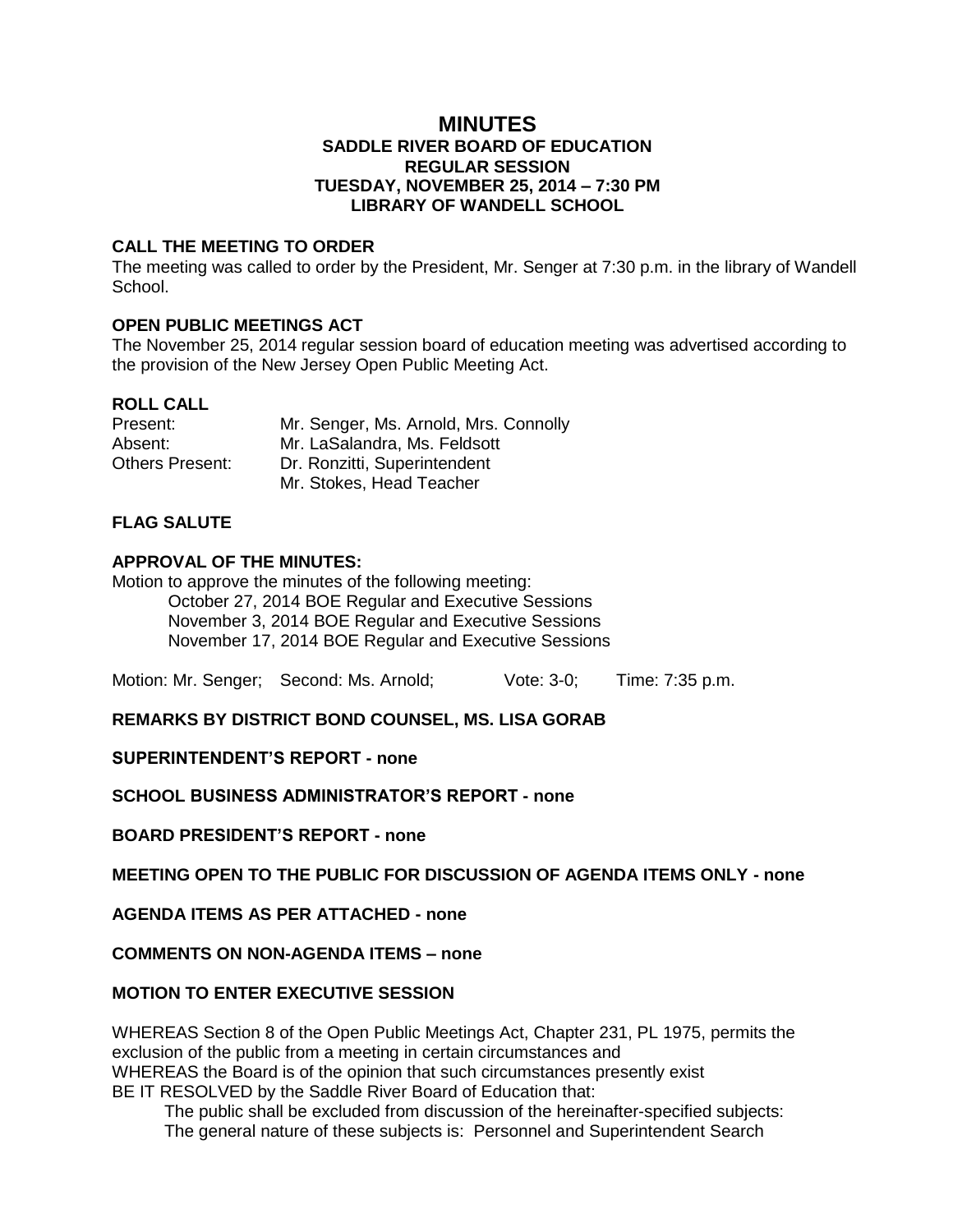# MINUTES

## SADDLE RIVER BOARD OF EDUCATION
## REGULAR SESSION
## TUESDAY, NOVEMBER 25, 2014 – 7:30 PM
## LIBRARY OF WANDELL SCHOOL

**CALL THE MEETING TO ORDER**

The meeting was called to order by the President, Mr. Senger at 7:30 p.m. in the library of Wandell School.

**OPEN PUBLIC MEETINGS ACT**

The November 25, 2014 regular session board of education meeting was advertised according to the provision of the New Jersey Open Public Meeting Act.

**ROLL CALL**

| | |
|---|---|
| Present: | Mr. Senger, Ms. Arnold, Mrs. Connolly |
| Absent: | Mr. LaSalandra, Ms. Feldsott |
| Others Present: | Dr. Ronzitti, Superintendent |
| | Mr. Stokes, Head Teacher |

**FLAG SALUTE**

**APPROVAL OF THE MINUTES:**

Motion to approve the minutes of the following meeting:

October 27, 2014 BOE Regular and Executive Sessions
November 3, 2014 BOE Regular and Executive Sessions
November 17, 2014 BOE Regular and Executive Sessions

Motion: Mr. Senger; Second: Ms. Arnold; Vote: 3-0; Time: 7:35 p.m.

**REMARKS BY DISTRICT BOND COUNSEL, MS. LISA GORAB**

**SUPERINTENDENT'S REPORT - none**

**SCHOOL BUSINESS ADMINISTRATOR'S REPORT - none**

**BOARD PRESIDENT'S REPORT - none**

**MEETING OPEN TO THE PUBLIC FOR DISCUSSION OF AGENDA ITEMS ONLY - none**

**AGENDA ITEMS AS PER ATTACHED - none**

**COMMENTS ON NON-AGENDA ITEMS – none**

**MOTION TO ENTER EXECUTIVE SESSION**

WHEREAS Section 8 of the Open Public Meetings Act, Chapter 231, PL 1975, permits the exclusion of the public from a meeting in certain circumstances and
WHEREAS the Board is of the opinion that such circumstances presently exist
BE IT RESOLVED by the Saddle River Board of Education that:

The public shall be excluded from discussion of the hereinafter-specified subjects:
The general nature of these subjects is: Personnel and Superintendent Search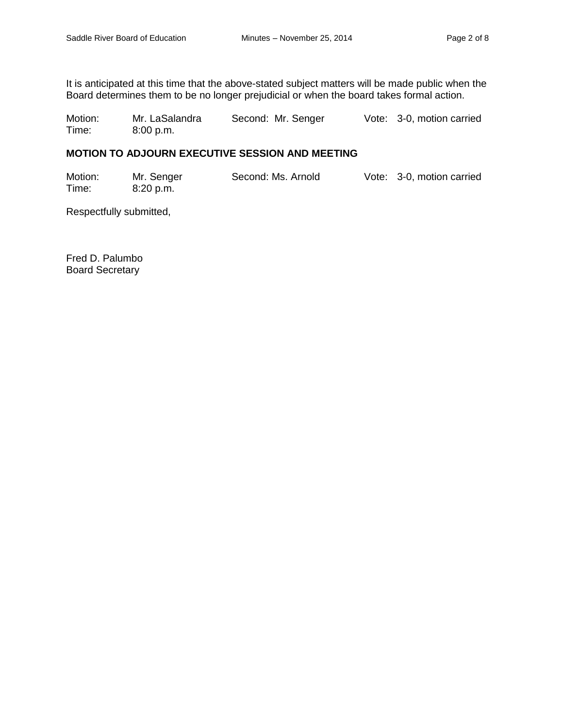It is anticipated at this time that the above-stated subject matters will be made public when the Board determines them to be no longer prejudicial or when the board takes formal action.

Motion: Mr. LaSalandra Second: Mr. Senger Vote: 3-0, motion carried
Time: 8:00 p.m.

**MOTION TO ADJOURN EXECUTIVE SESSION AND MEETING**

Motion: Mr. Senger Second: Ms. Arnold Vote: 3-0, motion carried
Time: 8:20 p.m.

Respectfully submitted,

Fred D. Palumbo
Board Secretary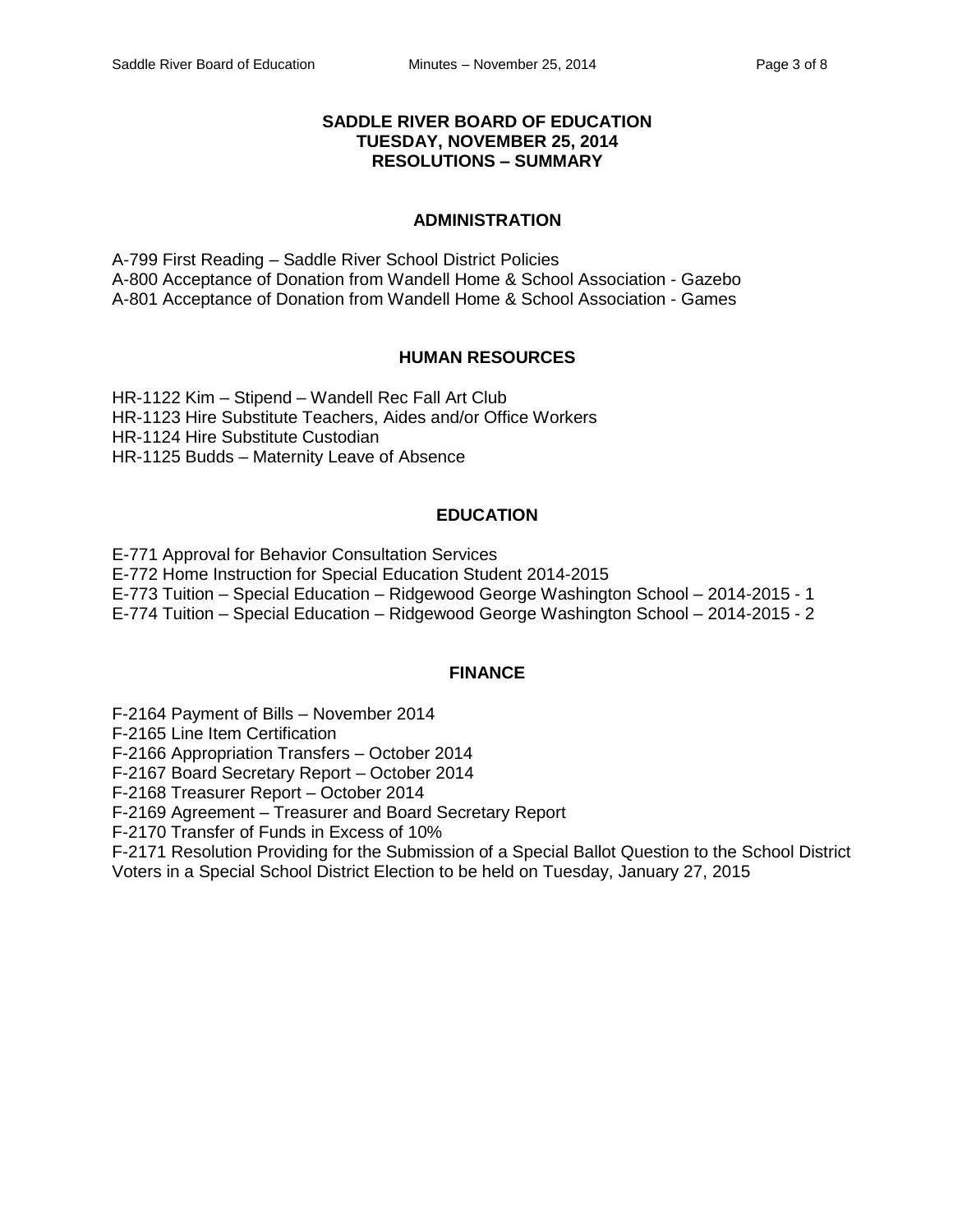# SADDLE RIVER BOARD OF EDUCATION
## TUESDAY, NOVEMBER 25, 2014
## RESOLUTIONS – SUMMARY

### ADMINISTRATION

A-799 First Reading – Saddle River School District Policies
A-800 Acceptance of Donation from Wandell Home & School Association - Gazebo
A-801 Acceptance of Donation from Wandell Home & School Association - Games

### HUMAN RESOURCES

HR-1122 Kim – Stipend – Wandell Rec Fall Art Club
HR-1123 Hire Substitute Teachers, Aides and/or Office Workers
HR-1124 Hire Substitute Custodian
HR-1125 Budds – Maternity Leave of Absence

### EDUCATION

E-771 Approval for Behavior Consultation Services
E-772 Home Instruction for Special Education Student 2014-2015
E-773 Tuition – Special Education – Ridgewood George Washington School – 2014-2015 - 1
E-774 Tuition – Special Education – Ridgewood George Washington School – 2014-2015 - 2

### FINANCE

F-2164 Payment of Bills – November 2014
F-2165 Line Item Certification
F-2166 Appropriation Transfers – October 2014
F-2167 Board Secretary Report – October 2014
F-2168 Treasurer Report – October 2014
F-2169 Agreement – Treasurer and Board Secretary Report
F-2170 Transfer of Funds in Excess of 10%
F-2171 Resolution Providing for the Submission of a Special Ballot Question to the School District Voters in a Special School District Election to be held on Tuesday, January 27, 2015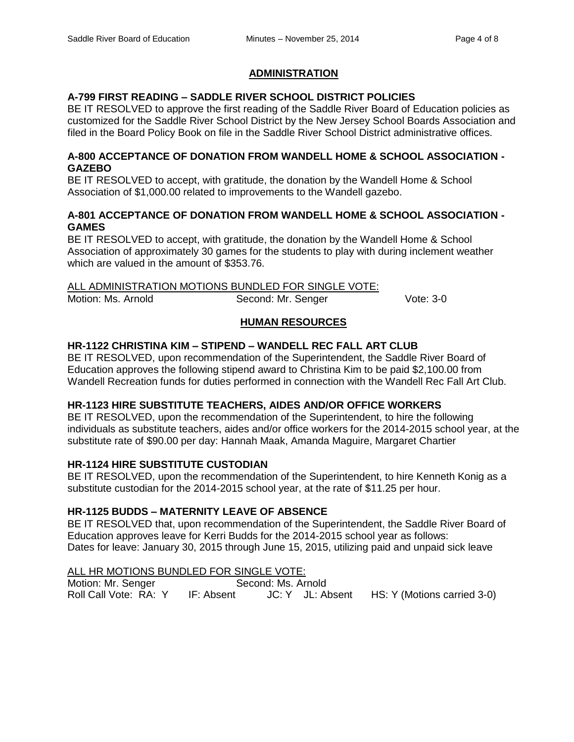## ADMINISTRATION

**A-799 FIRST READING – SADDLE RIVER SCHOOL DISTRICT POLICIES**
BE IT RESOLVED to approve the first reading of the Saddle River Board of Education policies as customized for the Saddle River School District by the New Jersey School Boards Association and filed in the Board Policy Book on file in the Saddle River School District administrative offices.

**A-800 ACCEPTANCE OF DONATION FROM WANDELL HOME & SCHOOL ASSOCIATION - GAZEBO**
BE IT RESOLVED to accept, with gratitude, the donation by the Wandell Home & School Association of $1,000.00 related to improvements to the Wandell gazebo.

**A-801 ACCEPTANCE OF DONATION FROM WANDELL HOME & SCHOOL ASSOCIATION - GAMES**
BE IT RESOLVED to accept, with gratitude, the donation by the Wandell Home & School Association of approximately 30 games for the students to play with during inclement weather which are valued in the amount of $353.76.

ALL ADMINISTRATION MOTIONS BUNDLED FOR SINGLE VOTE:
Motion: Ms. Arnold     Second: Mr. Senger     Vote: 3-0

## HUMAN RESOURCES

**HR-1122 CHRISTINA KIM – STIPEND – WANDELL REC FALL ART CLUB**
BE IT RESOLVED, upon recommendation of the Superintendent, the Saddle River Board of Education approves the following stipend award to Christina Kim to be paid $2,100.00 from Wandell Recreation funds for duties performed in connection with the Wandell Rec Fall Art Club.

**HR-1123 HIRE SUBSTITUTE TEACHERS, AIDES AND/OR OFFICE WORKERS**
BE IT RESOLVED, upon the recommendation of the Superintendent, to hire the following individuals as substitute teachers, aides and/or office workers for the 2014-2015 school year, at the substitute rate of $90.00 per day: Hannah Maak, Amanda Maguire, Margaret Chartier

**HR-1124 HIRE SUBSTITUTE CUSTODIAN**
BE IT RESOLVED, upon the recommendation of the Superintendent, to hire Kenneth Konig as a substitute custodian for the 2014-2015 school year, at the rate of $11.25 per hour.

**HR-1125 BUDDS – MATERNITY LEAVE OF ABSENCE**
BE IT RESOLVED that, upon recommendation of the Superintendent, the Saddle River Board of Education approves leave for Kerri Budds for the 2014-2015 school year as follows:
Dates for leave: January 30, 2015 through June 15, 2015, utilizing paid and unpaid sick leave

ALL HR MOTIONS BUNDLED FOR SINGLE VOTE:
Motion: Mr. Senger     Second: Ms. Arnold
Roll Call Vote: RA: Y     IF: Absent     JC: Y     JL: Absent     HS: Y (Motions carried 3-0)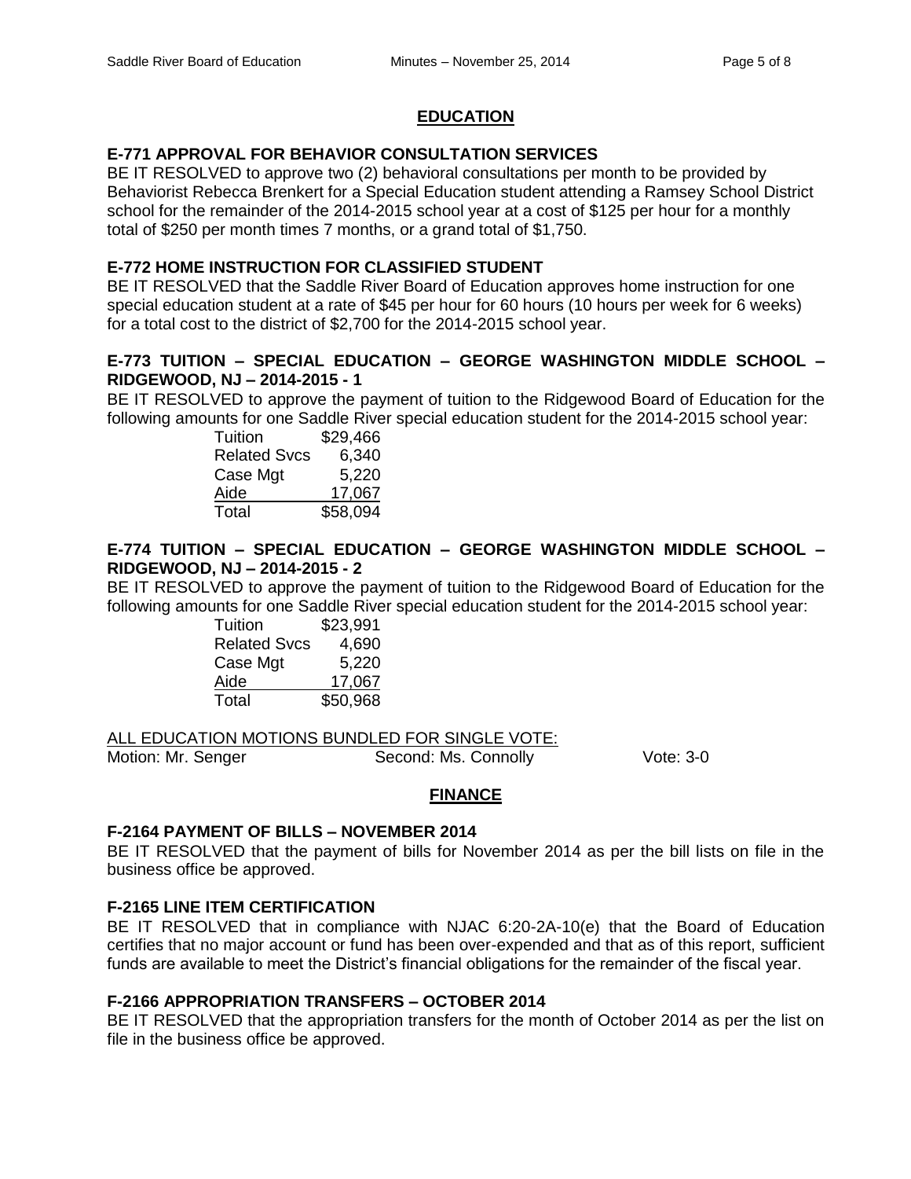## EDUCATION

### E-771 APPROVAL FOR BEHAVIOR CONSULTATION SERVICES

BE IT RESOLVED to approve two (2) behavioral consultations per month to be provided by Behaviorist Rebecca Brenkert for a Special Education student attending a Ramsey School District school for the remainder of the 2014-2015 school year at a cost of $125 per hour for a monthly total of $250 per month times 7 months, or a grand total of $1,750.

### E-772 HOME INSTRUCTION FOR CLASSIFIED STUDENT

BE IT RESOLVED that the Saddle River Board of Education approves home instruction for one special education student at a rate of $45 per hour for 60 hours (10 hours per week for 6 weeks) for a total cost to the district of $2,700 for the 2014-2015 school year.

### E-773 TUITION – SPECIAL EDUCATION – GEORGE WASHINGTON MIDDLE SCHOOL – RIDGEWOOD, NJ – 2014-2015 - 1

BE IT RESOLVED to approve the payment of tuition to the Ridgewood Board of Education for the following amounts for one Saddle River special education student for the 2014-2015 school year:

| | |
|---|---|
| Tuition | $29,466 |
| Related Svcs | 6,340 |
| Case Mgt | 5,220 |
| Aide | 17,067 |
| Total | $58,094 |

### E-774 TUITION – SPECIAL EDUCATION – GEORGE WASHINGTON MIDDLE SCHOOL – RIDGEWOOD, NJ – 2014-2015 - 2

BE IT RESOLVED to approve the payment of tuition to the Ridgewood Board of Education for the following amounts for one Saddle River special education student for the 2014-2015 school year:

| | |
|---|---|
| Tuition | $23,991 |
| Related Svcs | 4,690 |
| Case Mgt | 5,220 |
| Aide | 17,067 |
| Total | $50,968 |

ALL EDUCATION MOTIONS BUNDLED FOR SINGLE VOTE:
Motion: Mr. Senger Second: Ms. Connolly Vote: 3-0

## FINANCE

### F-2164 PAYMENT OF BILLS – NOVEMBER 2014

BE IT RESOLVED that the payment of bills for November 2014 as per the bill lists on file in the business office be approved.

### F-2165 LINE ITEM CERTIFICATION

BE IT RESOLVED that in compliance with NJAC 6:20-2A-10(e) that the Board of Education certifies that no major account or fund has been over-expended and that as of this report, sufficient funds are available to meet the District's financial obligations for the remainder of the fiscal year.

### F-2166 APPROPRIATION TRANSFERS – OCTOBER 2014

BE IT RESOLVED that the appropriation transfers for the month of October 2014 as per the list on file in the business office be approved.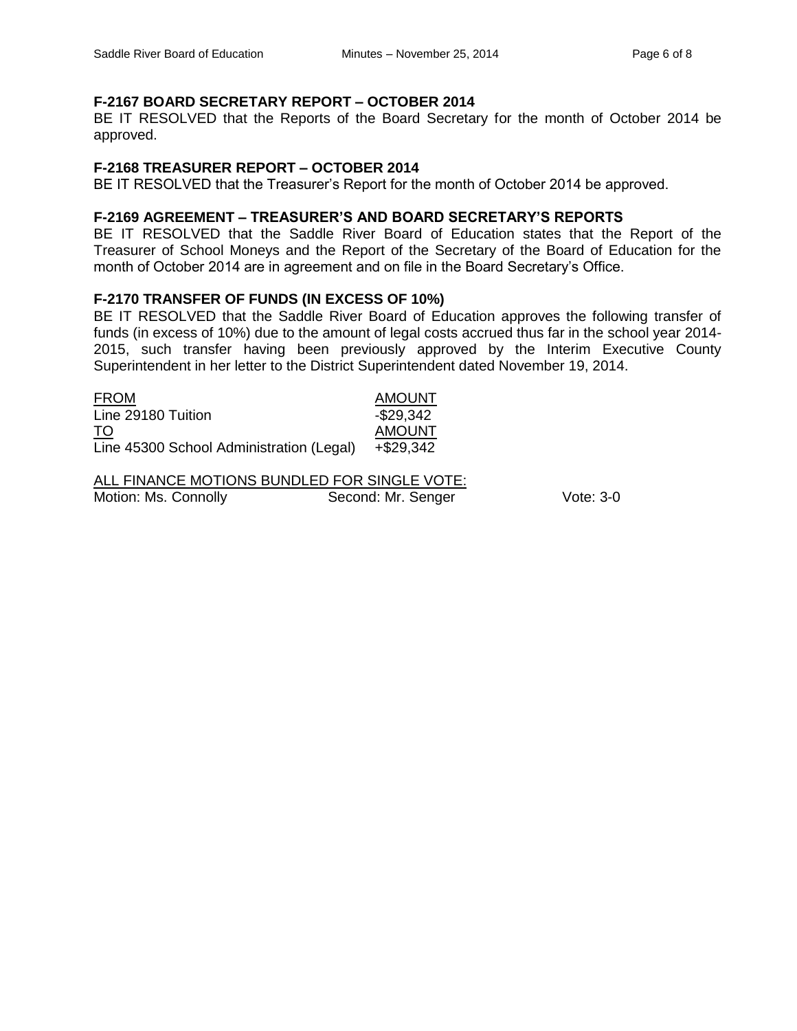**F-2167 BOARD SECRETARY REPORT – OCTOBER 2014**

BE IT RESOLVED that the Reports of the Board Secretary for the month of October 2014 be approved.

**F-2168 TREASURER REPORT – OCTOBER 2014**

BE IT RESOLVED that the Treasurer's Report for the month of October 2014 be approved.

**F-2169 AGREEMENT – TREASURER'S AND BOARD SECRETARY'S REPORTS**

BE IT RESOLVED that the Saddle River Board of Education states that the Report of the Treasurer of School Moneys and the Report of the Secretary of the Board of Education for the month of October 2014 are in agreement and on file in the Board Secretary's Office.

**F-2170 TRANSFER OF FUNDS (IN EXCESS OF 10%)**

BE IT RESOLVED that the Saddle River Board of Education approves the following transfer of funds (in excess of 10%) due to the amount of legal costs accrued thus far in the school year 2014-2015, such transfer having been previously approved by the Interim Executive County Superintendent in her letter to the District Superintendent dated November 19, 2014.

| FROM | AMOUNT |
|---|---|
| Line 29180 Tuition | -$29,342 |
| TO | AMOUNT |
| Line 45300 School Administration (Legal) | +$29,342 |

ALL FINANCE MOTIONS BUNDLED FOR SINGLE VOTE:

Motion: Ms. Connolly    Second: Mr. Senger    Vote: 3-0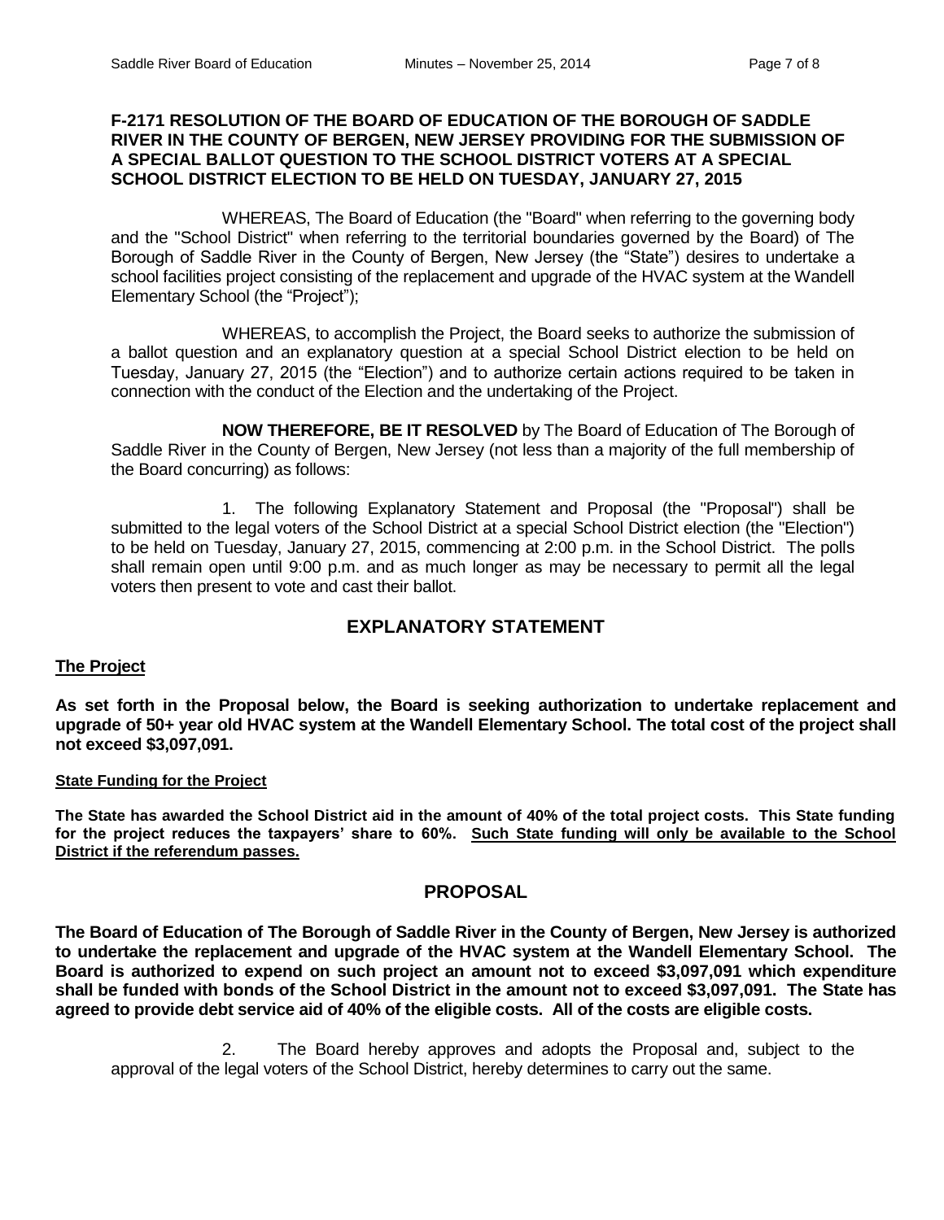**F-2171 RESOLUTION OF THE BOARD OF EDUCATION OF THE BOROUGH OF SADDLE RIVER IN THE COUNTY OF BERGEN, NEW JERSEY PROVIDING FOR THE SUBMISSION OF A SPECIAL BALLOT QUESTION TO THE SCHOOL DISTRICT VOTERS AT A SPECIAL SCHOOL DISTRICT ELECTION TO BE HELD ON TUESDAY, JANUARY 27, 2015**

WHEREAS, The Board of Education (the "Board" when referring to the governing body and the "School District" when referring to the territorial boundaries governed by the Board) of The Borough of Saddle River in the County of Bergen, New Jersey (the "State") desires to undertake a school facilities project consisting of the replacement and upgrade of the HVAC system at the Wandell Elementary School (the "Project");

WHEREAS, to accomplish the Project, the Board seeks to authorize the submission of a ballot question and an explanatory question at a special School District election to be held on Tuesday, January 27, 2015 (the "Election") and to authorize certain actions required to be taken in connection with the conduct of the Election and the undertaking of the Project.

**NOW THEREFORE, BE IT RESOLVED** by The Board of Education of The Borough of Saddle River in the County of Bergen, New Jersey (not less than a majority of the full membership of the Board concurring) as follows:

1. The following Explanatory Statement and Proposal (the "Proposal") shall be submitted to the legal voters of the School District at a special School District election (the "Election") to be held on Tuesday, January 27, 2015, commencing at 2:00 p.m. in the School District. The polls shall remain open until 9:00 p.m. and as much longer as may be necessary to permit all the legal voters then present to vote and cast their ballot.

## EXPLANATORY STATEMENT

**The Project**

**As set forth in the Proposal below, the Board is seeking authorization to undertake replacement and upgrade of 50+ year old HVAC system at the Wandell Elementary School. The total cost of the project shall not exceed $3,097,091.**

**State Funding for the Project**

**The State has awarded the School District aid in the amount of 40% of the total project costs. This State funding for the project reduces the taxpayers' share to 60%. Such State funding will only be available to the School District if the referendum passes.**

## PROPOSAL

**The Board of Education of The Borough of Saddle River in the County of Bergen, New Jersey is authorized to undertake the replacement and upgrade of the HVAC system at the Wandell Elementary School. The Board is authorized to expend on such project an amount not to exceed $3,097,091 which expenditure shall be funded with bonds of the School District in the amount not to exceed $3,097,091. The State has agreed to provide debt service aid of 40% of the eligible costs. All of the costs are eligible costs.**

2. The Board hereby approves and adopts the Proposal and, subject to the approval of the legal voters of the School District, hereby determines to carry out the same.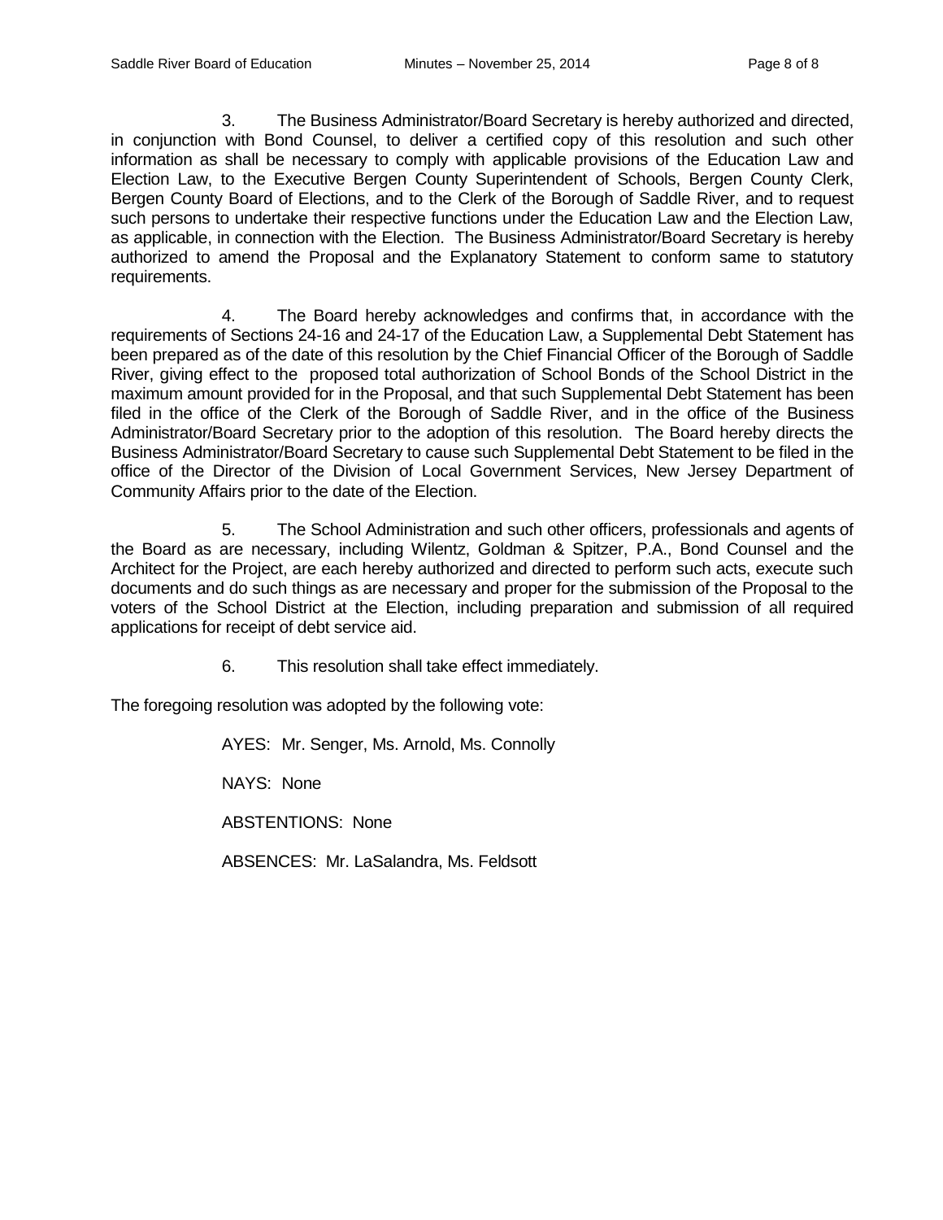3. The Business Administrator/Board Secretary is hereby authorized and directed, in conjunction with Bond Counsel, to deliver a certified copy of this resolution and such other information as shall be necessary to comply with applicable provisions of the Education Law and Election Law, to the Executive Bergen County Superintendent of Schools, Bergen County Clerk, Bergen County Board of Elections, and to the Clerk of the Borough of Saddle River, and to request such persons to undertake their respective functions under the Education Law and the Election Law, as applicable, in connection with the Election. The Business Administrator/Board Secretary is hereby authorized to amend the Proposal and the Explanatory Statement to conform same to statutory requirements.

4. The Board hereby acknowledges and confirms that, in accordance with the requirements of Sections 24-16 and 24-17 of the Education Law, a Supplemental Debt Statement has been prepared as of the date of this resolution by the Chief Financial Officer of the Borough of Saddle River, giving effect to the proposed total authorization of School Bonds of the School District in the maximum amount provided for in the Proposal, and that such Supplemental Debt Statement has been filed in the office of the Clerk of the Borough of Saddle River, and in the office of the Business Administrator/Board Secretary prior to the adoption of this resolution. The Board hereby directs the Business Administrator/Board Secretary to cause such Supplemental Debt Statement to be filed in the office of the Director of the Division of Local Government Services, New Jersey Department of Community Affairs prior to the date of the Election.

5. The School Administration and such other officers, professionals and agents of the Board as are necessary, including Wilentz, Goldman & Spitzer, P.A., Bond Counsel and the Architect for the Project, are each hereby authorized and directed to perform such acts, execute such documents and do such things as are necessary and proper for the submission of the Proposal to the voters of the School District at the Election, including preparation and submission of all required applications for receipt of debt service aid.

6. This resolution shall take effect immediately.

The foregoing resolution was adopted by the following vote:

AYES: Mr. Senger, Ms. Arnold, Ms. Connolly

NAYS: None

ABSTENTIONS: None

ABSENCES: Mr. LaSalandra, Ms. Feldsott